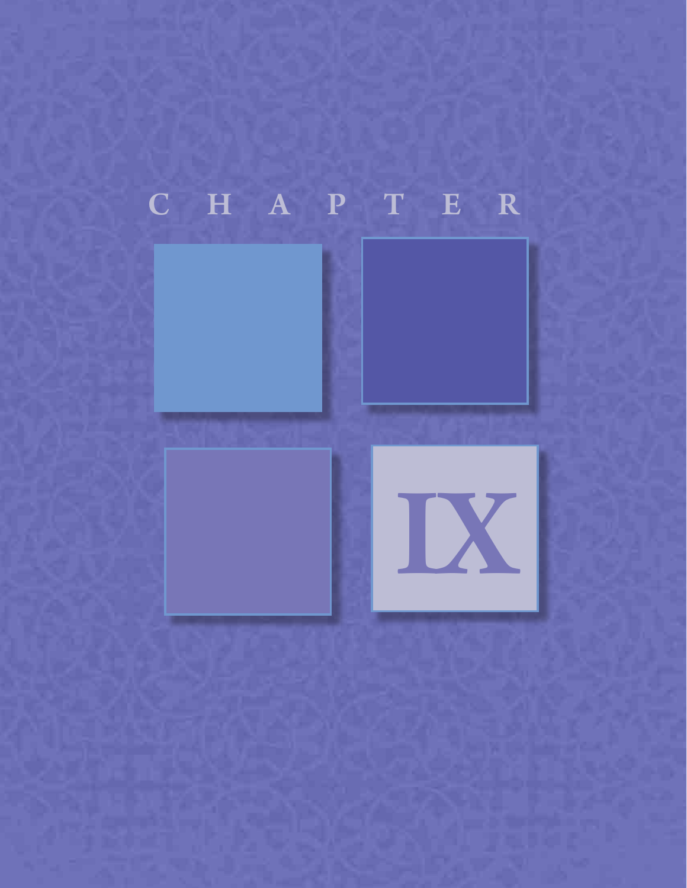# CHAPTER IX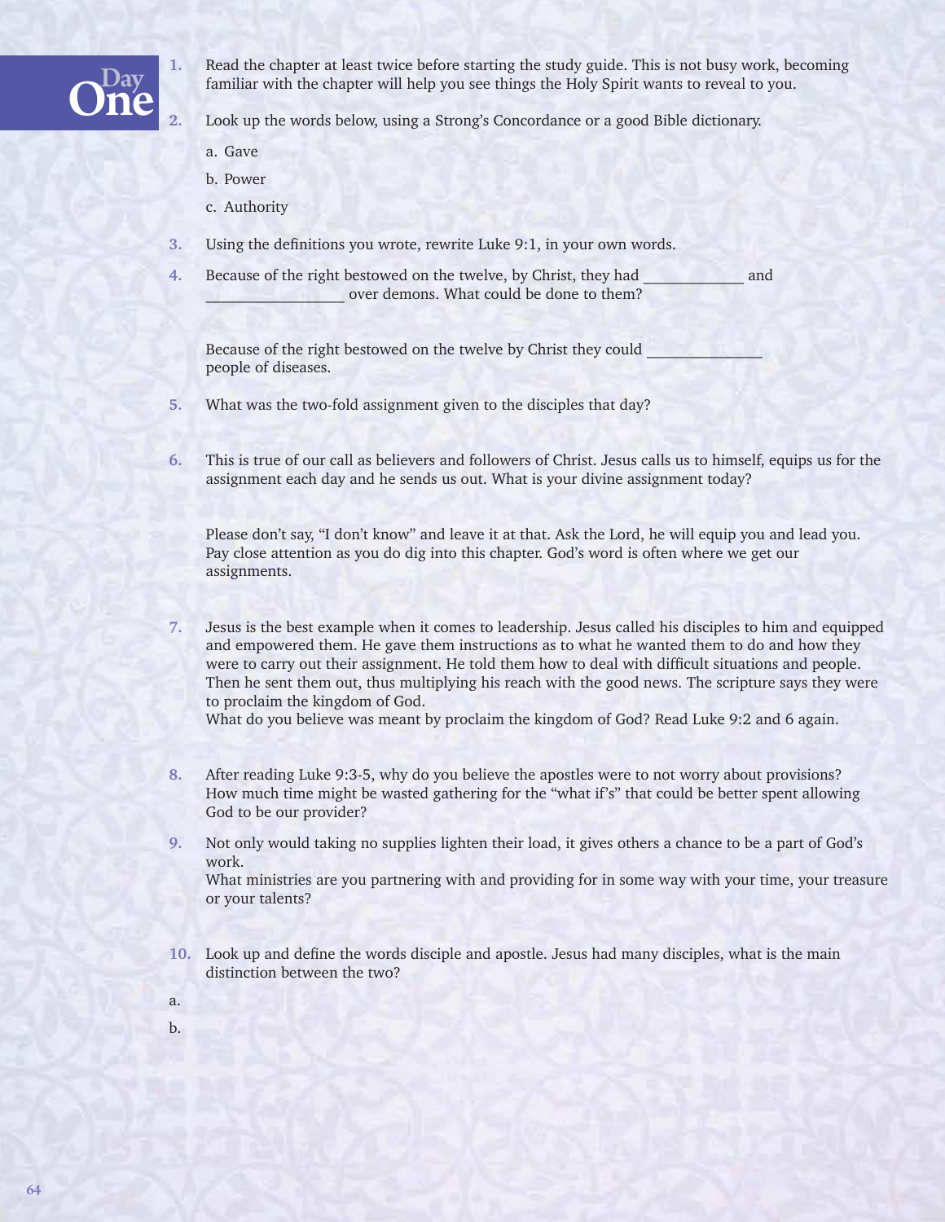# Day One

1. Read the chapter at least twice before starting the study guide. This is not busy work, becoming familiar with the chapter will help you see things the Holy Spirit wants to reveal to you.

2. Look up the words below, using a Strong's Concordance or a good Bible dictionary.

   a. Gave

   b. Power

   c. Authority

3. Using the definitions you wrote, rewrite Luke 9:1, in your own words.

4. Because of the right bestowed on the twelve, by Christ, they had ____________ and _________________ over demons. What could be done to them?

   Because of the right bestowed on the twelve by Christ they could ______________ people of diseases.

5. What was the two-fold assignment given to the disciples that day?

6. This is true of our call as believers and followers of Christ. Jesus calls us to himself, equips us for the assignment each day and he sends us out. What is your divine assignment today?

   Please don't say, "I don't know" and leave it at that. Ask the Lord, he will equip you and lead you. Pay close attention as you do dig into this chapter. God's word is often where we get our assignments.

7. Jesus is the best example when it comes to leadership. Jesus called his disciples to him and equipped and empowered them. He gave them instructions as to what he wanted them to do and how they were to carry out their assignment. He told them how to deal with difficult situations and people. Then he sent them out, thus multiplying his reach with the good news. The scripture says they were to proclaim the kingdom of God.
   What do you believe was meant by proclaim the kingdom of God? Read Luke 9:2 and 6 again.

8. After reading Luke 9:3-5, why do you believe the apostles were to not worry about provisions? How much time might be wasted gathering for the "what if's" that could be better spent allowing God to be our provider?

9. Not only would taking no supplies lighten their load, it gives others a chance to be a part of God's work.
   What ministries are you partnering with and providing for in some way with your time, your treasure or your talents?

10. Look up and define the words disciple and apostle. Jesus had many disciples, what is the main distinction between the two?

a.

b.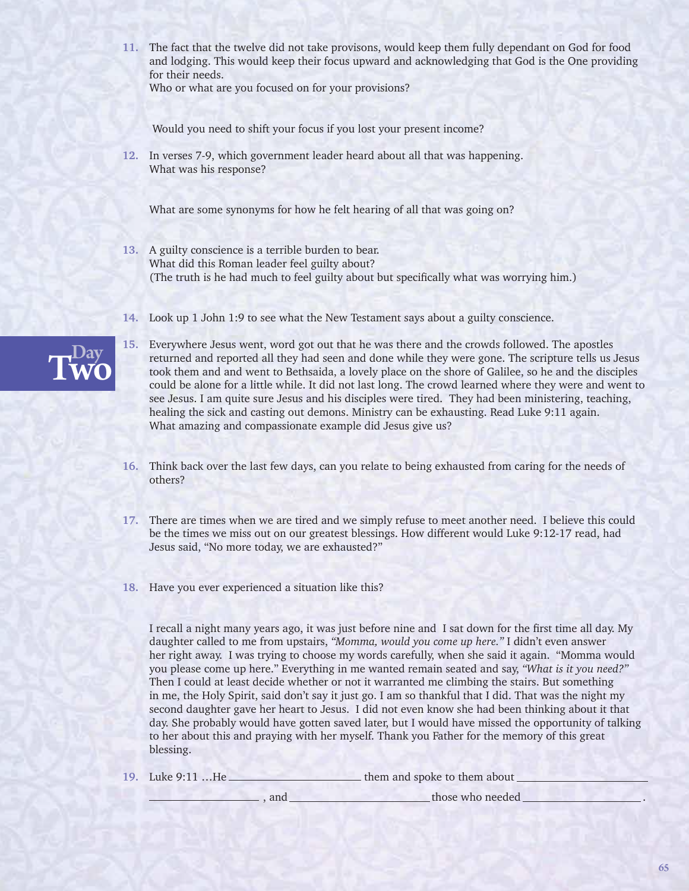11. The fact that the twelve did not take provisons, would keep them fully dependant on God for food and lodging. This would keep their focus upward and acknowledging that God is the One providing for their needs.
Who or what are you focused on for your provisions?

Would you need to shift your focus if you lost your present income?

12. In verses 7-9, which government leader heard about all that was happening.
What was his response?

What are some synonyms for how he felt hearing of all that was going on?

13. A guilty conscience is a terrible burden to bear.
What did this Roman leader feel guilty about?
(The truth is he had much to feel guilty about but specifically what was worrying him.)

14. Look up 1 John 1:9 to see what the New Testament says about a guilty conscience.

## Day Two

15. Everywhere Jesus went, word got out that he was there and the crowds followed. The apostles returned and reported all they had seen and done while they were gone. The scripture tells us Jesus took them and and went to Bethsaida, a lovely place on the shore of Galilee, so he and the disciples could be alone for a little while. It did not last long. The crowd learned where they were and went to see Jesus. I am quite sure Jesus and his disciples were tired. They had been ministering, teaching, healing the sick and casting out demons. Ministry can be exhausting. Read Luke 9:11 again.
What amazing and compassionate example did Jesus give us?

16. Think back over the last few days, can you relate to being exhausted from caring for the needs of others?

17. There are times when we are tired and we simply refuse to meet another need. I believe this could be the times we miss out on our greatest blessings. How different would Luke 9:12-17 read, had Jesus said, "No more today, we are exhausted?"

18. Have you ever experienced a situation like this?

I recall a night many years ago, it was just before nine and I sat down for the first time all day. My daughter called to me from upstairs, *"Momma, would you come up here."* I didn't even answer her right away. I was trying to choose my words carefully, when she said it again. "Momma would you please come up here." Everything in me wanted remain seated and say, *"What is it you need?"* Then I could at least decide whether or not it warranted me climbing the stairs. But something in me, the Holy Spirit, said don't say it just go. I am so thankful that I did. That was the night my second daughter gave her heart to Jesus. I did not even know she had been thinking about it that day. She probably would have gotten saved later, but I would have missed the opportunity of talking to her about this and praying with her myself. Thank you Father for the memory of this great blessing.

19. Luke 9:11 …He ____________________ them and spoke to them about ____________________ ____________________ , and ____________________ those who needed ____________________ .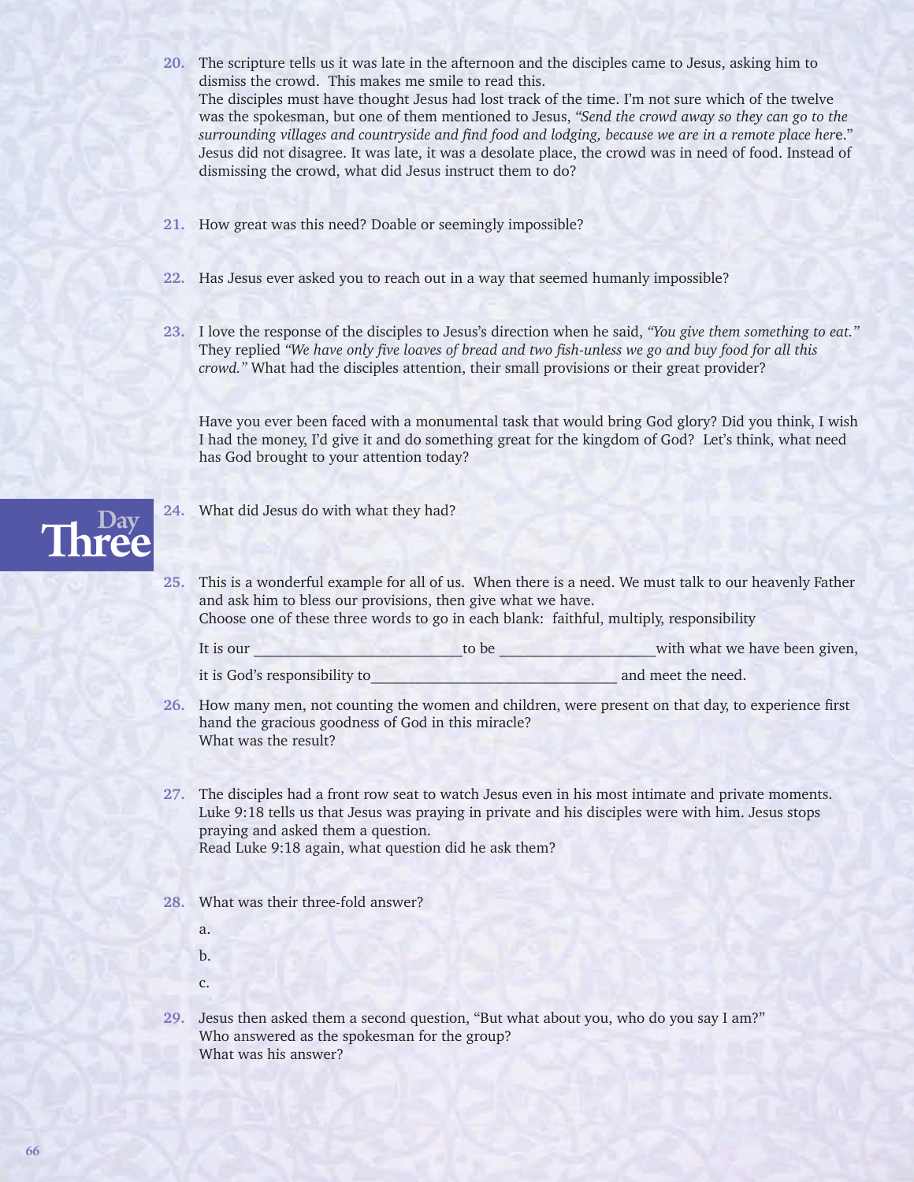**20.** The scripture tells us it was late in the afternoon and the disciples came to Jesus, asking him to dismiss the crowd. This makes me smile to read this.
The disciples must have thought Jesus had lost track of the time. I'm not sure which of the twelve was the spokesman, but one of them mentioned to Jesus, *"Send the crowd away so they can go to the surrounding villages and countryside and find food and lodging, because we are in a remote place here."* Jesus did not disagree. It was late, it was a desolate place, the crowd was in need of food. Instead of dismissing the crowd, what did Jesus instruct them to do?

**21.** How great was this need? Doable or seemingly impossible?

**22.** Has Jesus ever asked you to reach out in a way that seemed humanly impossible?

**23.** I love the response of the disciples to Jesus's direction when he said, *"You give them something to eat."* They replied *"We have only five loaves of bread and two fish-unless we go and buy food for all this crowd."* What had the disciples attention, their small provisions or their great provider?

Have you ever been faced with a monumental task that would bring God glory? Did you think, I wish I had the money, I'd give it and do something great for the kingdom of God? Let's think, what need has God brought to your attention today?

## Day Three

**24.** What did Jesus do with what they had?

**25.** This is a wonderful example for all of us. When there is a need. We must talk to our heavenly Father and ask him to bless our provisions, then give what we have.
Choose one of these three words to go in each blank: faithful, multiply, responsibility

It is our ____________________ to be ____________________ with what we have been given,

it is God's responsibility to ____________________ and meet the need.

**26.** How many men, not counting the women and children, were present on that day, to experience first hand the gracious goodness of God in this miracle?
What was the result?

**27.** The disciples had a front row seat to watch Jesus even in his most intimate and private moments. Luke 9:18 tells us that Jesus was praying in private and his disciples were with him. Jesus stops praying and asked them a question.
Read Luke 9:18 again, what question did he ask them?

**28.** What was their three-fold answer?

a.

b.

c.

**29.** Jesus then asked them a second question, "But what about you, who do you say I am?"
Who answered as the spokesman for the group?
What was his answer?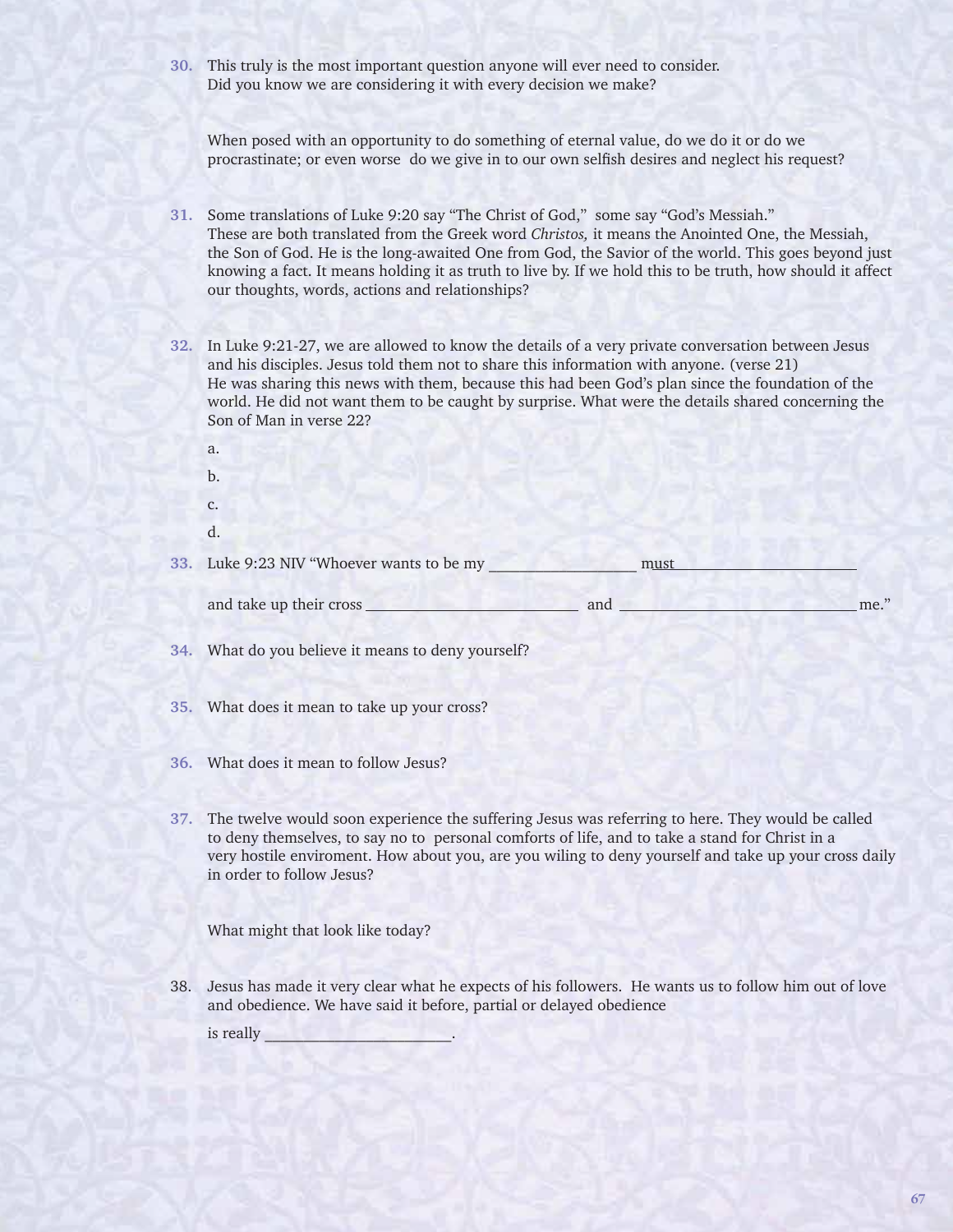30. This truly is the most important question anyone will ever need to consider. Did you know we are considering it with every decision we make?

    When posed with an opportunity to do something of eternal value, do we do it or do we procrastinate; or even worse do we give in to our own selfish desires and neglect his request?

31. Some translations of Luke 9:20 say “The Christ of God,” some say “God’s Messiah.” These are both translated from the Greek word *Christos,* it means the Anointed One, the Messiah, the Son of God. He is the long-awaited One from God, the Savior of the world. This goes beyond just knowing a fact. It means holding it as truth to live by. If we hold this to be truth, how should it affect our thoughts, words, actions and relationships?

32. In Luke 9:21-27, we are allowed to know the details of a very private conversation between Jesus and his disciples. Jesus told them not to share this information with anyone. (verse 21) He was sharing this news with them, because this had been God’s plan since the foundation of the world. He did not want them to be caught by surprise. What were the details shared concerning the Son of Man in verse 22?

    a.

    b.

    c.

    d.

33. Luke 9:23 NIV “Whoever wants to be my ___________________ must_________________________

    and take up their cross ___________________________ and ______________________________ me.”

34. What do you believe it means to deny yourself?

35. What does it mean to take up your cross?

36. What does it mean to follow Jesus?

37. The twelve would soon experience the suffering Jesus was referring to here. They would be called to deny themselves, to say no to personal comforts of life, and to take a stand for Christ in a very hostile enviroment. How about you, are you wiling to deny yourself and take up your cross daily in order to follow Jesus?

    What might that look like today?

38. Jesus has made it very clear what he expects of his followers. He wants us to follow him out of love and obedience. We have said it before, partial or delayed obedience

    is really ________________________.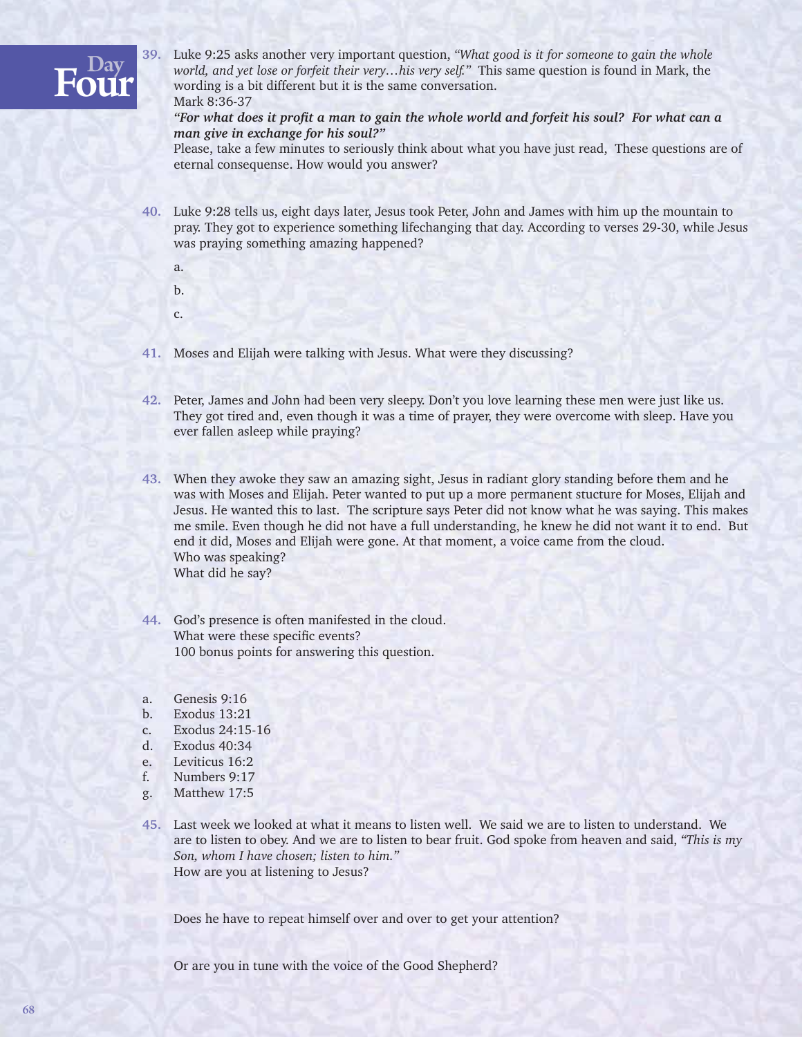# Day Four

**39.** Luke 9:25 asks another very important question, *"What good is it for someone to gain the whole world, and yet lose or forfeit their very…his very self."* This same question is found in Mark, the wording is a bit different but it is the same conversation.
Mark 8:36-37
***"For what does it profit a man to gain the whole world and forfeit his soul? For what can a man give in exchange for his soul?"***
Please, take a few minutes to seriously think about what you have just read, These questions are of eternal consequense. How would you answer?

**40.** Luke 9:28 tells us, eight days later, Jesus took Peter, John and James with him up the mountain to pray. They got to experience something lifechanging that day. According to verses 29-30, while Jesus was praying something amazing happened?

a.

b.

c.

**41.** Moses and Elijah were talking with Jesus. What were they discussing?

**42.** Peter, James and John had been very sleepy. Don't you love learning these men were just like us. They got tired and, even though it was a time of prayer, they were overcome with sleep. Have you ever fallen asleep while praying?

**43.** When they awoke they saw an amazing sight, Jesus in radiant glory standing before them and he was with Moses and Elijah. Peter wanted to put up a more permanent stucture for Moses, Elijah and Jesus. He wanted this to last. The scripture says Peter did not know what he was saying. This makes me smile. Even though he did not have a full understanding, he knew he did not want it to end. But end it did, Moses and Elijah were gone. At that moment, a voice came from the cloud.
Who was speaking?
What did he say?

**44.** God's presence is often manifested in the cloud.
What were these specific events?
100 bonus points for answering this question.

a. Genesis 9:16
b. Exodus 13:21
c. Exodus 24:15-16
d. Exodus 40:34
e. Leviticus 16:2
f. Numbers 9:17
g. Matthew 17:5

**45.** Last week we looked at what it means to listen well. We said we are to listen to understand. We are to listen to obey. And we are to listen to bear fruit. God spoke from heaven and said, *"This is my Son, whom I have chosen; listen to him."*
How are you at listening to Jesus?

Does he have to repeat himself over and over to get your attention?

Or are you in tune with the voice of the Good Shepherd?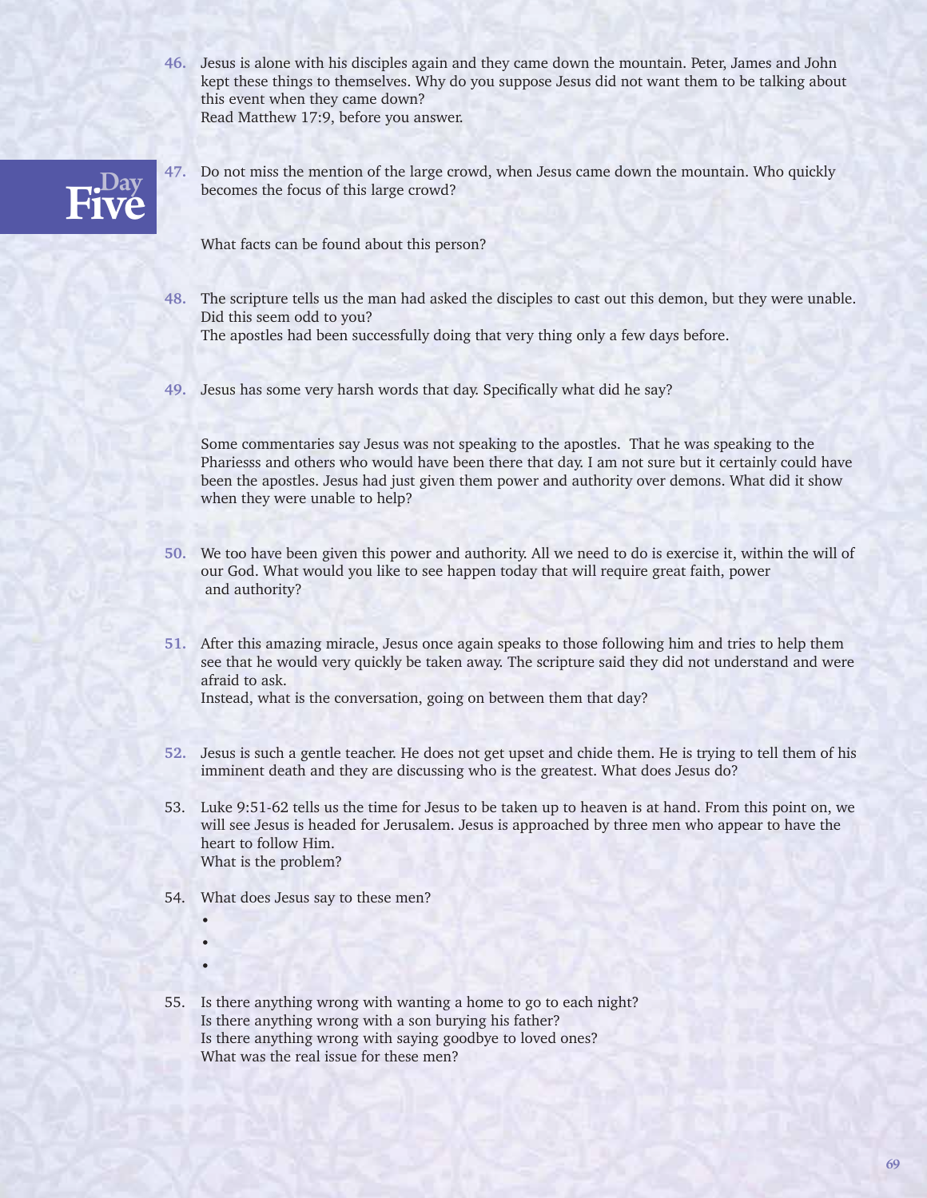46. Jesus is alone with his disciples again and they came down the mountain. Peter, James and John kept these things to themselves. Why do you suppose Jesus did not want them to be talking about this event when they came down?
Read Matthew 17:9, before you answer.

## Day Five

47. Do not miss the mention of the large crowd, when Jesus came down the mountain. Who quickly becomes the focus of this large crowd?

What facts can be found about this person?

48. The scripture tells us the man had asked the disciples to cast out this demon, but they were unable. Did this seem odd to you?
The apostles had been successfully doing that very thing only a few days before.

49. Jesus has some very harsh words that day. Specifically what did he say?

Some commentaries say Jesus was not speaking to the apostles. That he was speaking to the Phariesss and others who would have been there that day. I am not sure but it certainly could have been the apostles. Jesus had just given them power and authority over demons. What did it show when they were unable to help?

50. We too have been given this power and authority. All we need to do is exercise it, within the will of our God. What would you like to see happen today that will require great faith, power and authority?

51. After this amazing miracle, Jesus once again speaks to those following him and tries to help them see that he would very quickly be taken away. The scripture said they did not understand and were afraid to ask.
Instead, what is the conversation, going on between them that day?

52. Jesus is such a gentle teacher. He does not get upset and chide them. He is trying to tell them of his imminent death and they are discussing who is the greatest. What does Jesus do?

53. Luke 9:51-62 tells us the time for Jesus to be taken up to heaven is at hand. From this point on, we will see Jesus is headed for Jerusalem. Jesus is approached by three men who appear to have the heart to follow Him.
What is the problem?

54. What does Jesus say to these men?
- 
- 
- 

55. Is there anything wrong with wanting a home to go to each night?
Is there anything wrong with a son burying his father?
Is there anything wrong with saying goodbye to loved ones?
What was the real issue for these men?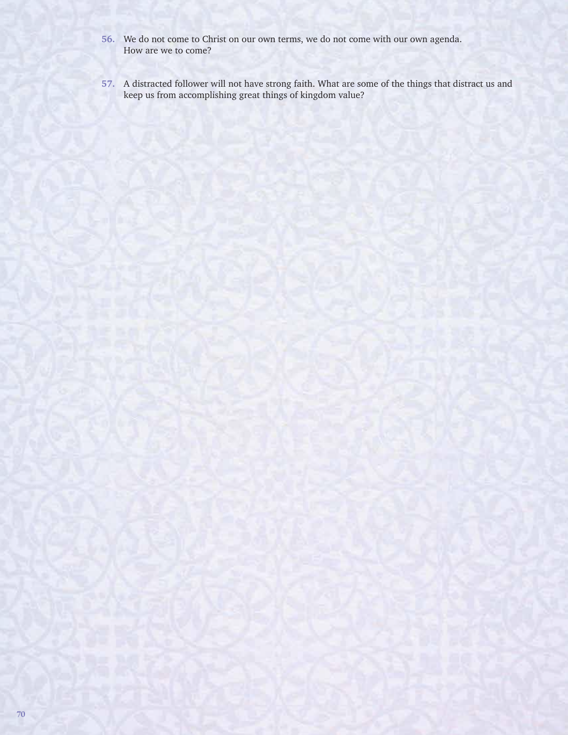56. We do not come to Christ on our own terms, we do not come with our own agenda. How are we to come?

57. A distracted follower will not have strong faith. What are some of the things that distract us and keep us from accomplishing great things of kingdom value?